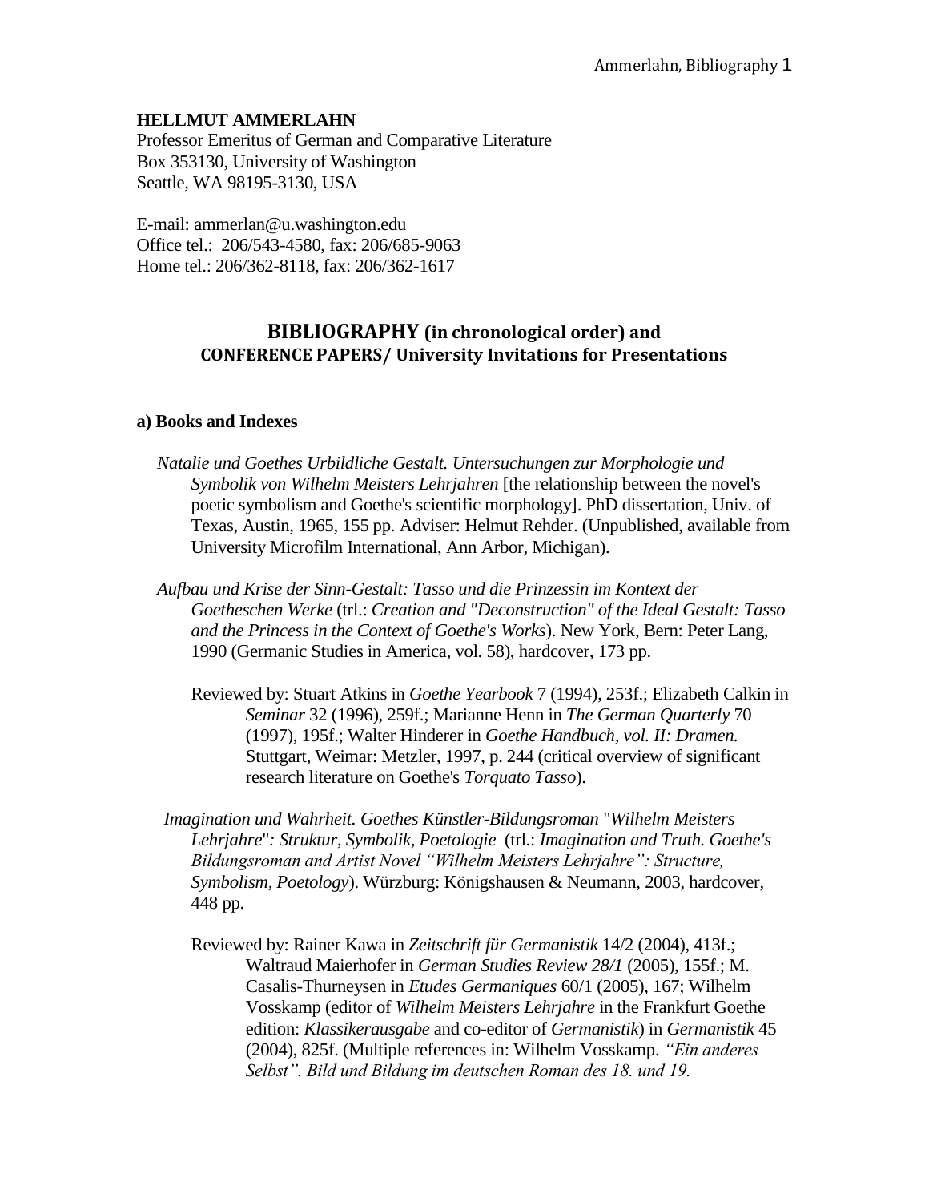**HELLMUT AMMERLAHN**
Professor Emeritus of German and Comparative Literature
Box 353130, University of Washington
Seattle, WA 98195-3130, USA

E-mail: ammerlan@u.washington.edu
Office tel.: 206/543-4580, fax: 206/685-9063
Home tel.: 206/362-8118, fax: 206/362-1617

## BIBLIOGRAPHY (in chronological order) and
## CONFERENCE PAPERS/ University Invitations for Presentations

### a) Books and Indexes

*Natalie und Goethes Urbildliche Gestalt. Untersuchungen zur Morphologie und Symbolik von Wilhelm Meisters Lehrjahren* [the relationship between the novel's poetic symbolism and Goethe's scientific morphology]. PhD dissertation, Univ. of Texas, Austin, 1965, 155 pp. Adviser: Helmut Rehder. (Unpublished, available from University Microfilm International, Ann Arbor, Michigan).

*Aufbau und Krise der Sinn-Gestalt: Tasso und die Prinzessin im Kontext der Goetheschen Werke* (trl.: *Creation and "Deconstruction" of the Ideal Gestalt: Tasso and the Princess in the Context of Goethe's Works*). New York, Bern: Peter Lang, 1990 (Germanic Studies in America, vol. 58), hardcover, 173 pp.

Reviewed by: Stuart Atkins in *Goethe Yearbook* 7 (1994), 253f.; Elizabeth Calkin in *Seminar* 32 (1996), 259f.; Marianne Henn in *The German Quarterly* 70 (1997), 195f.; Walter Hinderer in *Goethe Handbuch, vol. II: Dramen.* Stuttgart, Weimar: Metzler, 1997, p. 244 (critical overview of significant research literature on Goethe's *Torquato Tasso*).

*Imagination und Wahrheit. Goethes Künstler-Bildungsroman "Wilhelm Meisters Lehrjahre": Struktur, Symbolik, Poetologie* (trl.: *Imagination and Truth. Goethe's Bildungsroman and Artist Novel "Wilhelm Meisters Lehrjahre": Structure, Symbolism, Poetology*). Würzburg: Königshausen & Neumann, 2003, hardcover, 448 pp.

Reviewed by: Rainer Kawa in *Zeitschrift für Germanistik* 14/2 (2004), 413f.; Waltraud Maierhofer in *German Studies Review 28/1* (2005), 155f.; M. Casalis-Thurneysen in *Etudes Germaniques* 60/1 (2005), 167; Wilhelm Vosskamp (editor of *Wilhelm Meisters Lehrjahre* in the Frankfurt Goethe edition: *Klassikerausgabe* and co-editor of *Germanistik*) in *Germanistik* 45 (2004), 825f. (Multiple references in: Wilhelm Vosskamp. *"Ein anderes Selbst". Bild und Bildung im deutschen Roman des 18. und 19.*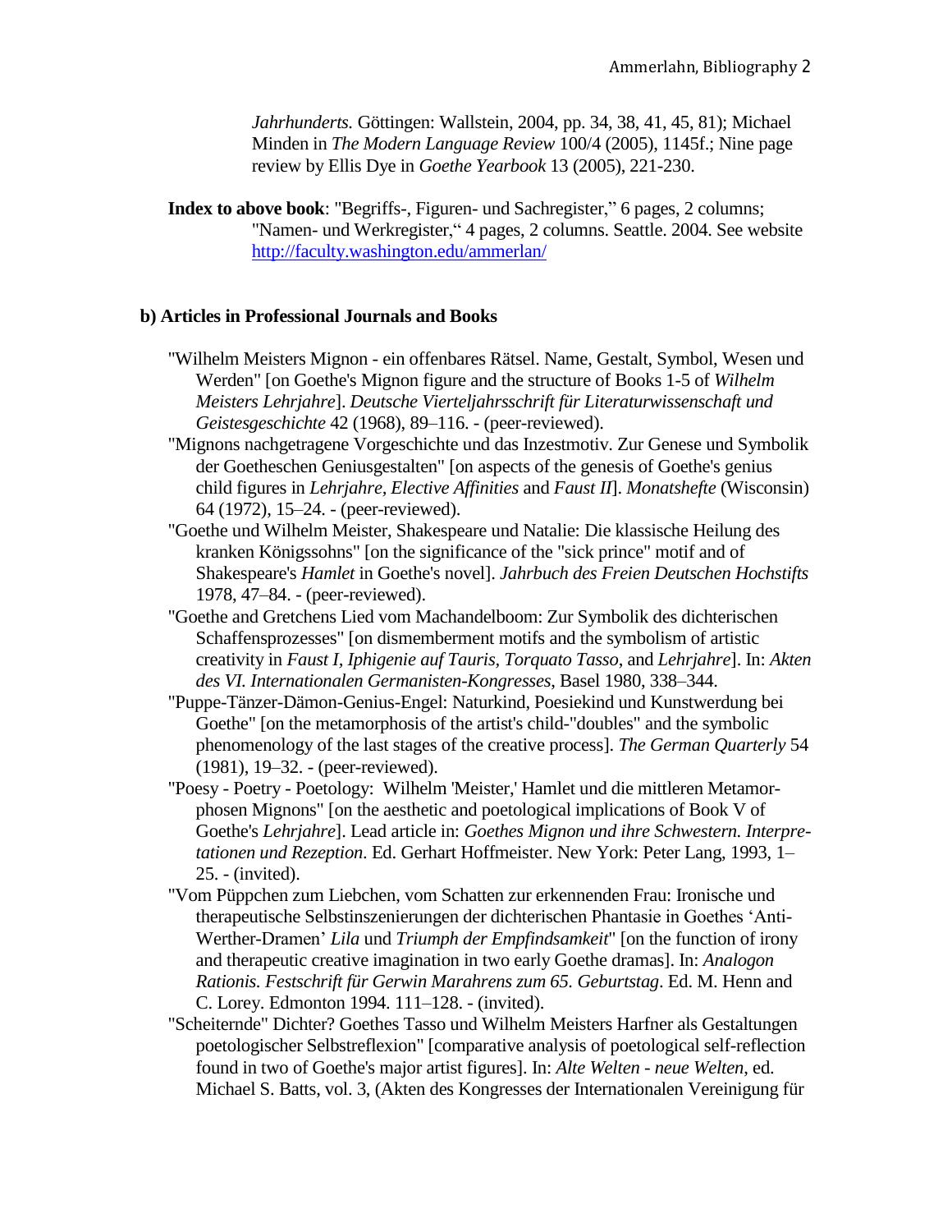*Jahrhunderts.* Göttingen: Wallstein, 2004, pp. 34, 38, 41, 45, 81); Michael Minden in *The Modern Language Review* 100/4 (2005), 1145f.; Nine page review by Ellis Dye in *Goethe Yearbook* 13 (2005), 221-230.

**Index to above book**: "Begriffs-, Figuren- und Sachregister," 6 pages, 2 columns; "Namen- und Werkregister," 4 pages, 2 columns. Seattle. 2004. See website http://faculty.washington.edu/ammerlan/

### b) Articles in Professional Journals and Books

"Wilhelm Meisters Mignon - ein offenbares Rätsel. Name, Gestalt, Symbol, Wesen und Werden" [on Goethe's Mignon figure and the structure of Books 1-5 of *Wilhelm Meisters Lehrjahre*]. *Deutsche Vierteljahrsschrift für Literaturwissenschaft und Geistesgeschichte* 42 (1968), 89–116. - (peer-reviewed).

"Mignons nachgetragene Vorgeschichte und das Inzestmotiv. Zur Genese und Symbolik der Goetheschen Geniusgestalten" [on aspects of the genesis of Goethe's genius child figures in *Lehrjahre, Elective Affinities* and *Faust II*]. *Monatshefte* (Wisconsin) 64 (1972), 15–24. - (peer-reviewed).

"Goethe und Wilhelm Meister, Shakespeare und Natalie: Die klassische Heilung des kranken Königssohns" [on the significance of the "sick prince" motif and of Shakespeare's *Hamlet* in Goethe's novel]. *Jahrbuch des Freien Deutschen Hochstifts* 1978, 47–84. - (peer-reviewed).

"Goethe and Gretchens Lied vom Machandelboom: Zur Symbolik des dichterischen Schaffensprozesses" [on dismemberment motifs and the symbolism of artistic creativity in *Faust I, Iphigenie auf Tauris, Torquato Tasso,* and *Lehrjahre*]. In: *Akten des VI. Internationalen Germanisten-Kongresses*, Basel 1980, 338–344.

"Puppe-Tänzer-Dämon-Genius-Engel: Naturkind, Poesiekind und Kunstwerdung bei Goethe" [on the metamorphosis of the artist's child-"doubles" and the symbolic phenomenology of the last stages of the creative process]. *The German Quarterly* 54 (1981), 19–32. - (peer-reviewed).

"Poesy - Poetry - Poetology: Wilhelm 'Meister,' Hamlet und die mittleren Metamorphosen Mignons" [on the aesthetic and poetological implications of Book V of Goethe's *Lehrjahre*]. Lead article in: *Goethes Mignon und ihre Schwestern. Interpretationen und Rezeption*. Ed. Gerhart Hoffmeister. New York: Peter Lang, 1993, 1–25. - (invited).

"Vom Püppchen zum Liebchen, vom Schatten zur erkennenden Frau: Ironische und therapeutische Selbstinszenierungen der dichterischen Phantasie in Goethes 'Anti-Werther-Dramen' *Lila* und *Triumph der Empfindsamkeit*" [on the function of irony and therapeutic creative imagination in two early Goethe dramas]. In: *Analogon Rationis. Festschrift für Gerwin Marahrens zum 65. Geburtstag*. Ed. M. Henn and C. Lorey. Edmonton 1994. 111–128. - (invited).

"Scheiternde" Dichter? Goethes Tasso und Wilhelm Meisters Harfner als Gestaltungen poetologischer Selbstreflexion" [comparative analysis of poetological self-reflection found in two of Goethe's major artist figures]. In: *Alte Welten - neue Welten*, ed. Michael S. Batts, vol. 3, (Akten des Kongresses der Internationalen Vereinigung für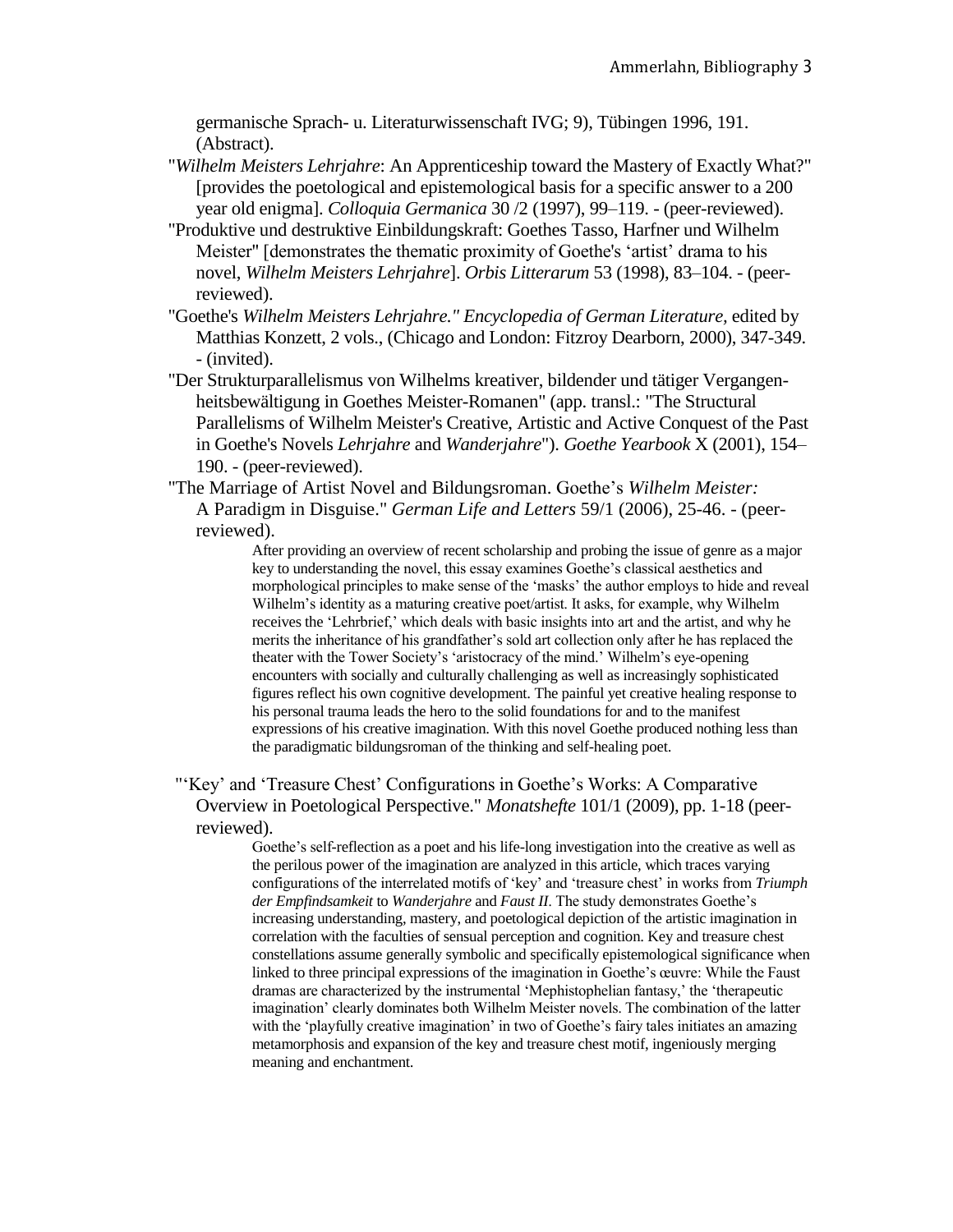germanische Sprach- u. Literaturwissenschaft IVG; 9), Tübingen 1996, 191. (Abstract).

"*Wilhelm Meisters Lehrjahre*: An Apprenticeship toward the Mastery of Exactly What?" [provides the poetological and epistemological basis for a specific answer to a 200 year old enigma]. *Colloquia Germanica* 30 /2 (1997), 99–119. - (peer-reviewed).

"Produktive und destruktive Einbildungskraft: Goethes Tasso, Harfner und Wilhelm Meister" [demonstrates the thematic proximity of Goethe's 'artist' drama to his novel, *Wilhelm Meisters Lehrjahre*]. *Orbis Litterarum* 53 (1998), 83–104. - (peer-reviewed).

"Goethe's *Wilhelm Meisters Lehrjahre." Encyclopedia of German Literature*, edited by Matthias Konzett, 2 vols., (Chicago and London: Fitzroy Dearborn, 2000), 347-349. - (invited).

"Der Strukturparallelismus von Wilhelms kreativer, bildender und tätiger Vergangenheitsbewältigung in Goethes Meister-Romanen" (app. transl.: "The Structural Parallelisms of Wilhelm Meister's Creative, Artistic and Active Conquest of the Past in Goethe's Novels *Lehrjahre* and *Wanderjahre*"). *Goethe Yearbook* X (2001), 154–190. - (peer-reviewed).

"The Marriage of Artist Novel and Bildungsroman. Goethe's *Wilhelm Meister:* A Paradigm in Disguise." *German Life and Letters* 59/1 (2006), 25-46. - (peer-reviewed).

> After providing an overview of recent scholarship and probing the issue of genre as a major key to understanding the novel, this essay examines Goethe's classical aesthetics and morphological principles to make sense of the 'masks' the author employs to hide and reveal Wilhelm's identity as a maturing creative poet/artist. It asks, for example, why Wilhelm receives the 'Lehrbrief,' which deals with basic insights into art and the artist, and why he merits the inheritance of his grandfather's sold art collection only after he has replaced the theater with the Tower Society's 'aristocracy of the mind.' Wilhelm's eye-opening encounters with socially and culturally challenging as well as increasingly sophisticated figures reflect his own cognitive development. The painful yet creative healing response to his personal trauma leads the hero to the solid foundations for and to the manifest expressions of his creative imagination. With this novel Goethe produced nothing less than the paradigmatic bildungsroman of the thinking and self-healing poet.

"'Key' and 'Treasure Chest' Configurations in Goethe's Works: A Comparative Overview in Poetological Perspective." *Monatshefte* 101/1 (2009), pp. 1-18 (peer-reviewed).

> Goethe's self-reflection as a poet and his life-long investigation into the creative as well as the perilous power of the imagination are analyzed in this article, which traces varying configurations of the interrelated motifs of 'key' and 'treasure chest' in works from *Triumph der Empfindsamkeit* to *Wanderjahre* and *Faust II*. The study demonstrates Goethe's increasing understanding, mastery, and poetological depiction of the artistic imagination in correlation with the faculties of sensual perception and cognition. Key and treasure chest constellations assume generally symbolic and specifically epistemological significance when linked to three principal expressions of the imagination in Goethe's œuvre: While the Faust dramas are characterized by the instrumental 'Mephistophelian fantasy,' the 'therapeutic imagination' clearly dominates both Wilhelm Meister novels. The combination of the latter with the 'playfully creative imagination' in two of Goethe's fairy tales initiates an amazing metamorphosis and expansion of the key and treasure chest motif, ingeniously merging meaning and enchantment.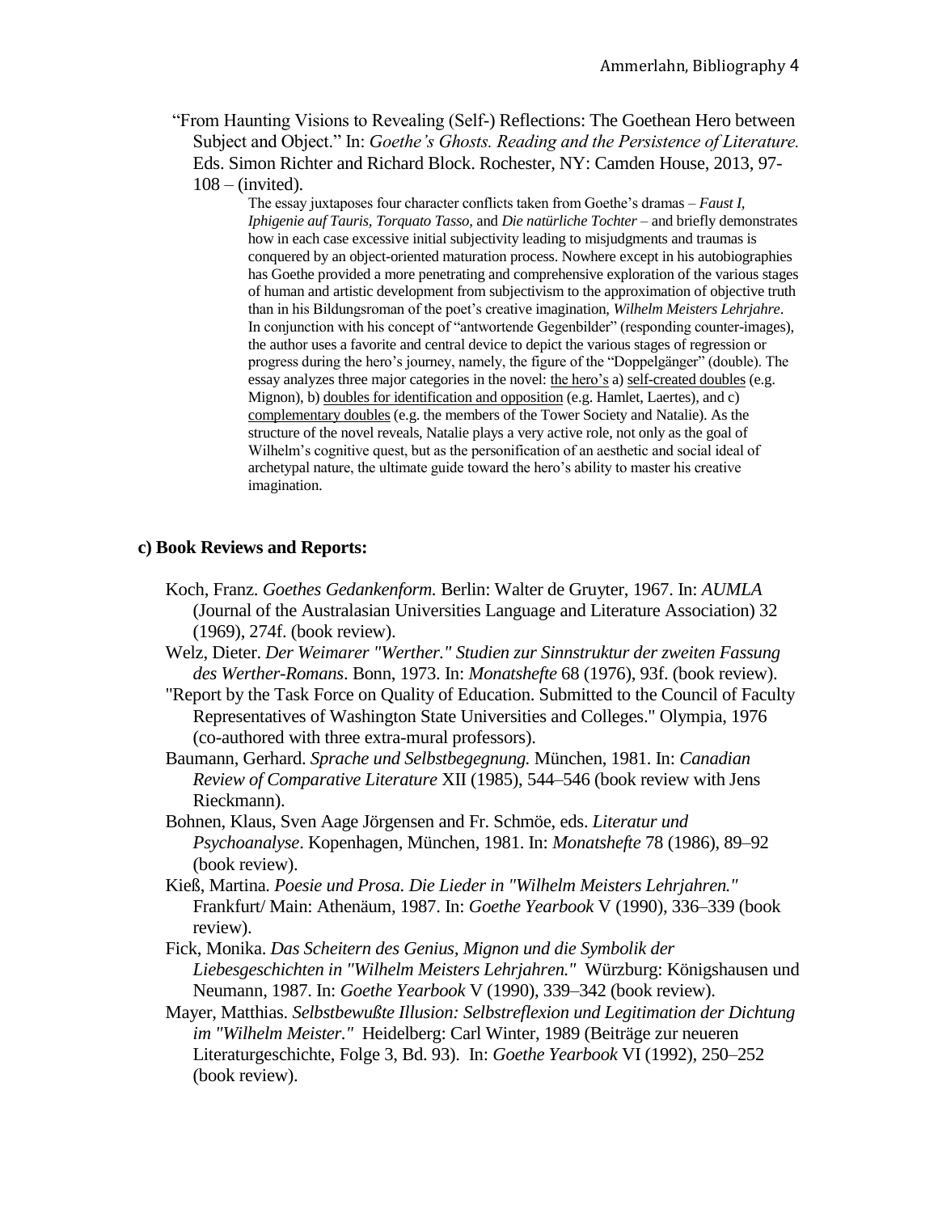"From Haunting Visions to Revealing (Self-) Reflections: The Goethean Hero between Subject and Object." In: *Goethe's Ghosts. Reading and the Persistence of Literature.* Eds. Simon Richter and Richard Block. Rochester, NY: Camden House, 2013, 97-108 – (invited).

> The essay juxtaposes four character conflicts taken from Goethe's dramas – *Faust I, Iphigenie auf Tauris, Torquato Tasso,* and *Die natürliche Tochter* – and briefly demonstrates how in each case excessive initial subjectivity leading to misjudgments and traumas is conquered by an object-oriented maturation process. Nowhere except in his autobiographies has Goethe provided a more penetrating and comprehensive exploration of the various stages of human and artistic development from subjectivism to the approximation of objective truth than in his Bildungsroman of the poet's creative imagination, *Wilhelm Meisters Lehrjahre*. In conjunction with his concept of "antwortende Gegenbilder" (responding counter-images), the author uses a favorite and central device to depict the various stages of regression or progress during the hero's journey, namely, the figure of the "Doppelgänger" (double). The essay analyzes three major categories in the novel: <u>the hero's</u> a) <u>self-created doubles</u> (e.g. Mignon), b) <u>doubles for identification and opposition</u> (e.g. Hamlet, Laertes), and c) <u>complementary doubles</u> (e.g. the members of the Tower Society and Natalie). As the structure of the novel reveals, Natalie plays a very active role, not only as the goal of Wilhelm's cognitive quest, but as the personification of an aesthetic and social ideal of archetypal nature, the ultimate guide toward the hero's ability to master his creative imagination.

**c) Book Reviews and Reports:**

Koch, Franz. *Goethes Gedankenform.* Berlin: Walter de Gruyter, 1967. In: *AUMLA* (Journal of the Australasian Universities Language and Literature Association) 32 (1969), 274f. (book review).

Welz, Dieter. *Der Weimarer "Werther." Studien zur Sinnstruktur der zweiten Fassung des Werther-Romans*. Bonn, 1973. In: *Monatshefte* 68 (1976), 93f. (book review).

"Report by the Task Force on Quality of Education. Submitted to the Council of Faculty Representatives of Washington State Universities and Colleges." Olympia, 1976 (co-authored with three extra-mural professors).

Baumann, Gerhard. *Sprache und Selbstbegegnung.* München, 1981. In: *Canadian Review of Comparative Literature* XII (1985), 544–546 (book review with Jens Rieckmann).

Bohnen, Klaus, Sven Aage Jörgensen and Fr. Schmöe, eds. *Literatur und Psychoanalyse*. Kopenhagen, München, 1981. In: *Monatshefte* 78 (1986), 89–92 (book review).

Kieß, Martina. *Poesie und Prosa. Die Lieder in "Wilhelm Meisters Lehrjahren."* Frankfurt/ Main: Athenäum, 1987. In: *Goethe Yearbook* V (1990), 336–339 (book review).

Fick, Monika. *Das Scheitern des Genius, Mignon und die Symbolik der Liebesgeschichten in "Wilhelm Meisters Lehrjahren."* Würzburg: Königshausen und Neumann, 1987. In: *Goethe Yearbook* V (1990), 339–342 (book review).

Mayer, Matthias. *Selbstbewußte Illusion: Selbstreflexion und Legitimation der Dichtung im "Wilhelm Meister."* Heidelberg: Carl Winter, 1989 (Beiträge zur neueren Literaturgeschichte, Folge 3, Bd. 93). In: *Goethe Yearbook* VI (1992), 250–252 (book review).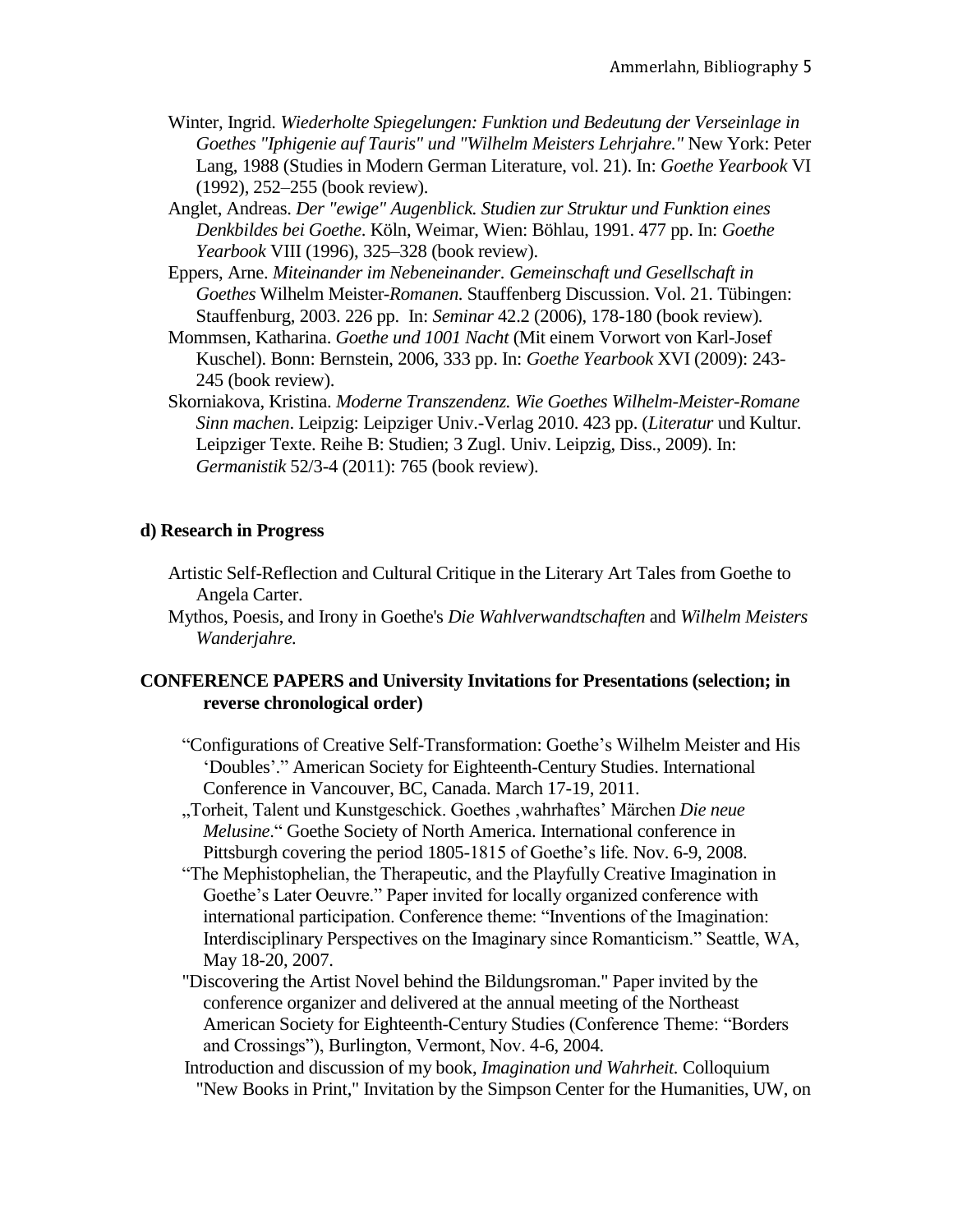Winter, Ingrid. *Wiederholte Spiegelungen: Funktion und Bedeutung der Verseinlage in Goethes "Iphigenie auf Tauris" und "Wilhelm Meisters Lehrjahre."* New York: Peter Lang, 1988 (Studies in Modern German Literature, vol. 21). In: *Goethe Yearbook* VI (1992), 252–255 (book review).

Anglet, Andreas. *Der "ewige" Augenblick. Studien zur Struktur und Funktion eines Denkbildes bei Goethe*. Köln, Weimar, Wien: Böhlau, 1991. 477 pp. In: *Goethe Yearbook* VIII (1996), 325–328 (book review).

Eppers, Arne. *Miteinander im Nebeneinander. Gemeinschaft und Gesellschaft in Goethes* Wilhelm Meister-*Romanen.* Stauffenberg Discussion. Vol. 21. Tübingen: Stauffenburg, 2003. 226 pp. In: *Seminar* 42.2 (2006), 178-180 (book review).

Mommsen, Katharina. *Goethe und 1001 Nacht* (Mit einem Vorwort von Karl-Josef Kuschel). Bonn: Bernstein, 2006, 333 pp. In: *Goethe Yearbook* XVI (2009): 243-245 (book review).

Skorniakova, Kristina. *Moderne Transzendenz. Wie Goethes Wilhelm-Meister-Romane Sinn machen*. Leipzig: Leipziger Univ.-Verlag 2010. 423 pp. (*Literatur* und Kultur. Leipziger Texte. Reihe B: Studien; 3 Zugl. Univ. Leipzig, Diss., 2009). In: *Germanistik* 52/3-4 (2011): 765 (book review).

**d) Research in Progress**

Artistic Self-Reflection and Cultural Critique in the Literary Art Tales from Goethe to Angela Carter.

Mythos, Poesis, and Irony in Goethe's *Die Wahlverwandtschaften* and *Wilhelm Meisters Wanderjahre.*

**CONFERENCE PAPERS and University Invitations for Presentations (selection; in reverse chronological order)**

"Configurations of Creative Self-Transformation: Goethe's Wilhelm Meister and His 'Doubles'." American Society for Eighteenth-Century Studies. International Conference in Vancouver, BC, Canada. March 17-19, 2011.

„Torheit, Talent und Kunstgeschick. Goethes ‚wahrhaftes' Märchen *Die neue Melusine*." Goethe Society of North America. International conference in Pittsburgh covering the period 1805-1815 of Goethe's life. Nov. 6-9, 2008.

"The Mephistophelian, the Therapeutic, and the Playfully Creative Imagination in Goethe's Later Oeuvre." Paper invited for locally organized conference with international participation. Conference theme: "Inventions of the Imagination: Interdisciplinary Perspectives on the Imaginary since Romanticism." Seattle, WA, May 18-20, 2007.

"Discovering the Artist Novel behind the Bildungsroman." Paper invited by the conference organizer and delivered at the annual meeting of the Northeast American Society for Eighteenth-Century Studies (Conference Theme: "Borders and Crossings"), Burlington, Vermont, Nov. 4-6, 2004.

Introduction and discussion of my book, *Imagination und Wahrheit.* Colloquium "New Books in Print," Invitation by the Simpson Center for the Humanities, UW, on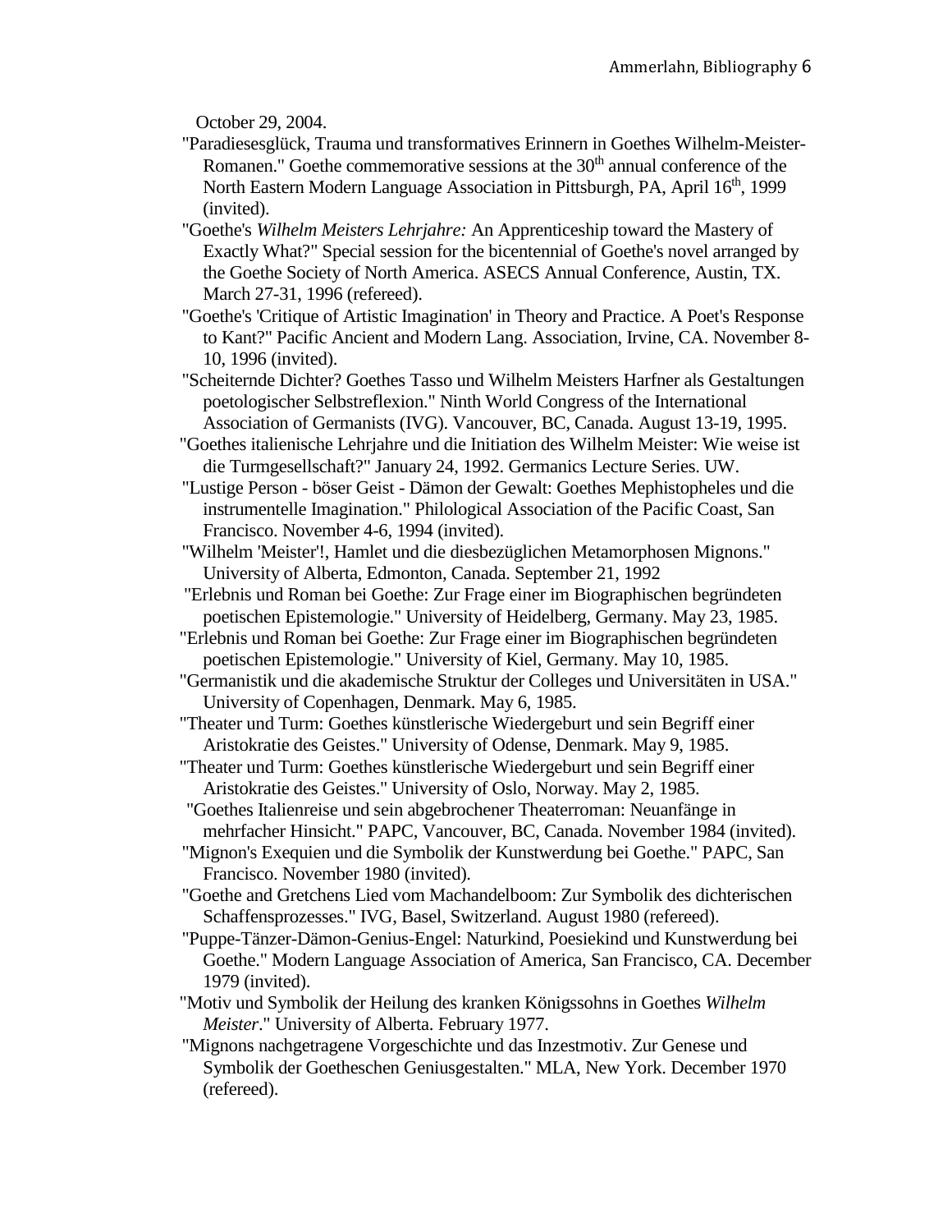October 29, 2004.

"Paradiesesglück, Trauma und transformatives Erinnern in Goethes Wilhelm-Meister-Romanen." Goethe commemorative sessions at the 30th annual conference of the North Eastern Modern Language Association in Pittsburgh, PA, April 16th, 1999 (invited).

"Goethe's *Wilhelm Meisters Lehrjahre:* An Apprenticeship toward the Mastery of Exactly What?" Special session for the bicentennial of Goethe's novel arranged by the Goethe Society of North America. ASECS Annual Conference, Austin, TX. March 27-31, 1996 (refereed).

"Goethe's 'Critique of Artistic Imagination' in Theory and Practice. A Poet's Response to Kant?" Pacific Ancient and Modern Lang. Association, Irvine, CA. November 8-10, 1996 (invited).

"Scheiternde Dichter? Goethes Tasso und Wilhelm Meisters Harfner als Gestaltungen poetologischer Selbstreflexion." Ninth World Congress of the International Association of Germanists (IVG). Vancouver, BC, Canada. August 13-19, 1995.

"Goethes italienische Lehrjahre und die Initiation des Wilhelm Meister: Wie weise ist die Turmgesellschaft?" January 24, 1992. Germanics Lecture Series. UW.

"Lustige Person - böser Geist - Dämon der Gewalt: Goethes Mephistopheles und die instrumentelle Imagination." Philological Association of the Pacific Coast, San Francisco. November 4-6, 1994 (invited).

"Wilhelm 'Meister'!, Hamlet und die diesbezüglichen Metamorphosen Mignons." University of Alberta, Edmonton, Canada. September 21, 1992

"Erlebnis und Roman bei Goethe: Zur Frage einer im Biographischen begründeten poetischen Epistemologie." University of Heidelberg, Germany. May 23, 1985.

"Erlebnis und Roman bei Goethe: Zur Frage einer im Biographischen begründeten poetischen Epistemologie." University of Kiel, Germany. May 10, 1985.

"Germanistik und die akademische Struktur der Colleges und Universitäten in USA." University of Copenhagen, Denmark. May 6, 1985.

"Theater und Turm: Goethes künstlerische Wiedergeburt und sein Begriff einer Aristokratie des Geistes." University of Odense, Denmark. May 9, 1985.

"Theater und Turm: Goethes künstlerische Wiedergeburt und sein Begriff einer Aristokratie des Geistes." University of Oslo, Norway. May 2, 1985.

"Goethes Italienreise und sein abgebrochener Theaterroman: Neuanfänge in mehrfacher Hinsicht." PAPC, Vancouver, BC, Canada. November 1984 (invited).

"Mignon's Exequien und die Symbolik der Kunstwerdung bei Goethe." PAPC, San Francisco. November 1980 (invited).

"Goethe and Gretchens Lied vom Machandelboom: Zur Symbolik des dichterischen Schaffensprozesses." IVG, Basel, Switzerland. August 1980 (refereed).

"Puppe-Tänzer-Dämon-Genius-Engel: Naturkind, Poesiekind und Kunstwerdung bei Goethe." Modern Language Association of America, San Francisco, CA. December 1979 (invited).

"Motiv und Symbolik der Heilung des kranken Königssohns in Goethes *Wilhelm Meister*." University of Alberta. February 1977.

"Mignons nachgetragene Vorgeschichte und das Inzestmotiv. Zur Genese und Symbolik der Goetheschen Geniusgestalten." MLA, New York. December 1970 (refereed).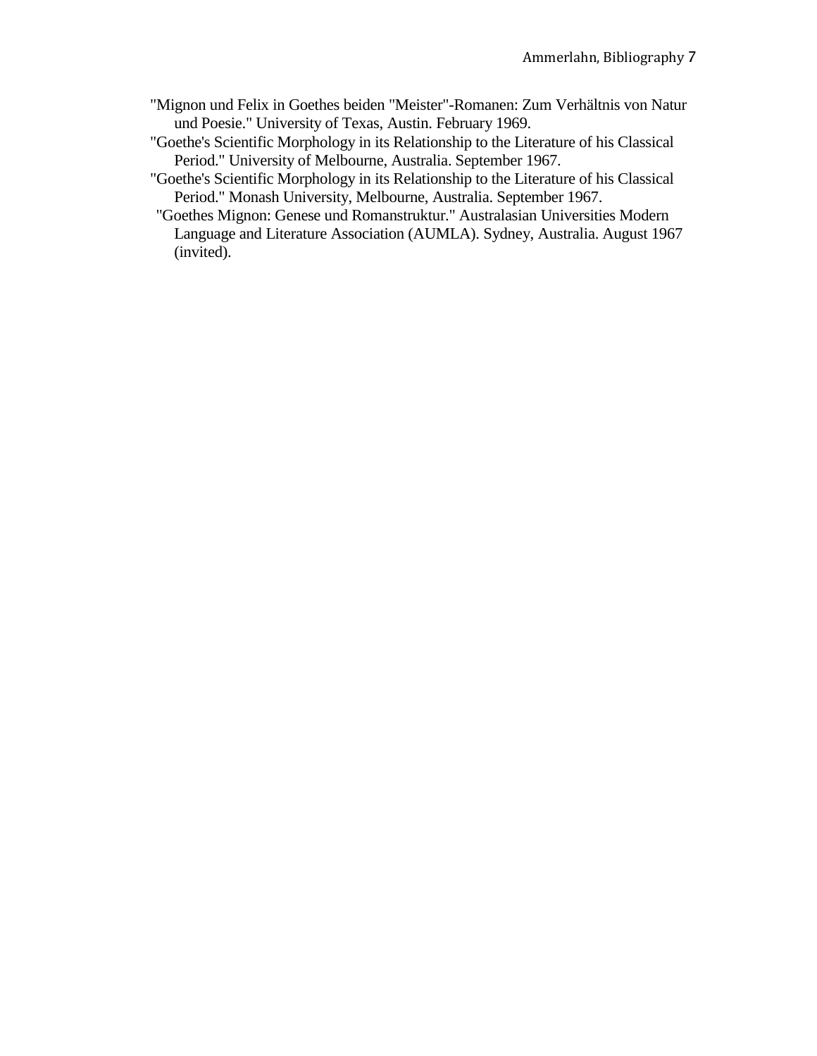"Mignon und Felix in Goethes beiden "Meister"-Romanen: Zum Verhältnis von Natur und Poesie." University of Texas, Austin. February 1969.

"Goethe's Scientific Morphology in its Relationship to the Literature of his Classical Period." University of Melbourne, Australia. September 1967.

"Goethe's Scientific Morphology in its Relationship to the Literature of his Classical Period." Monash University, Melbourne, Australia. September 1967.

"Goethes Mignon: Genese und Romanstruktur." Australasian Universities Modern Language and Literature Association (AUMLA). Sydney, Australia. August 1967 (invited).